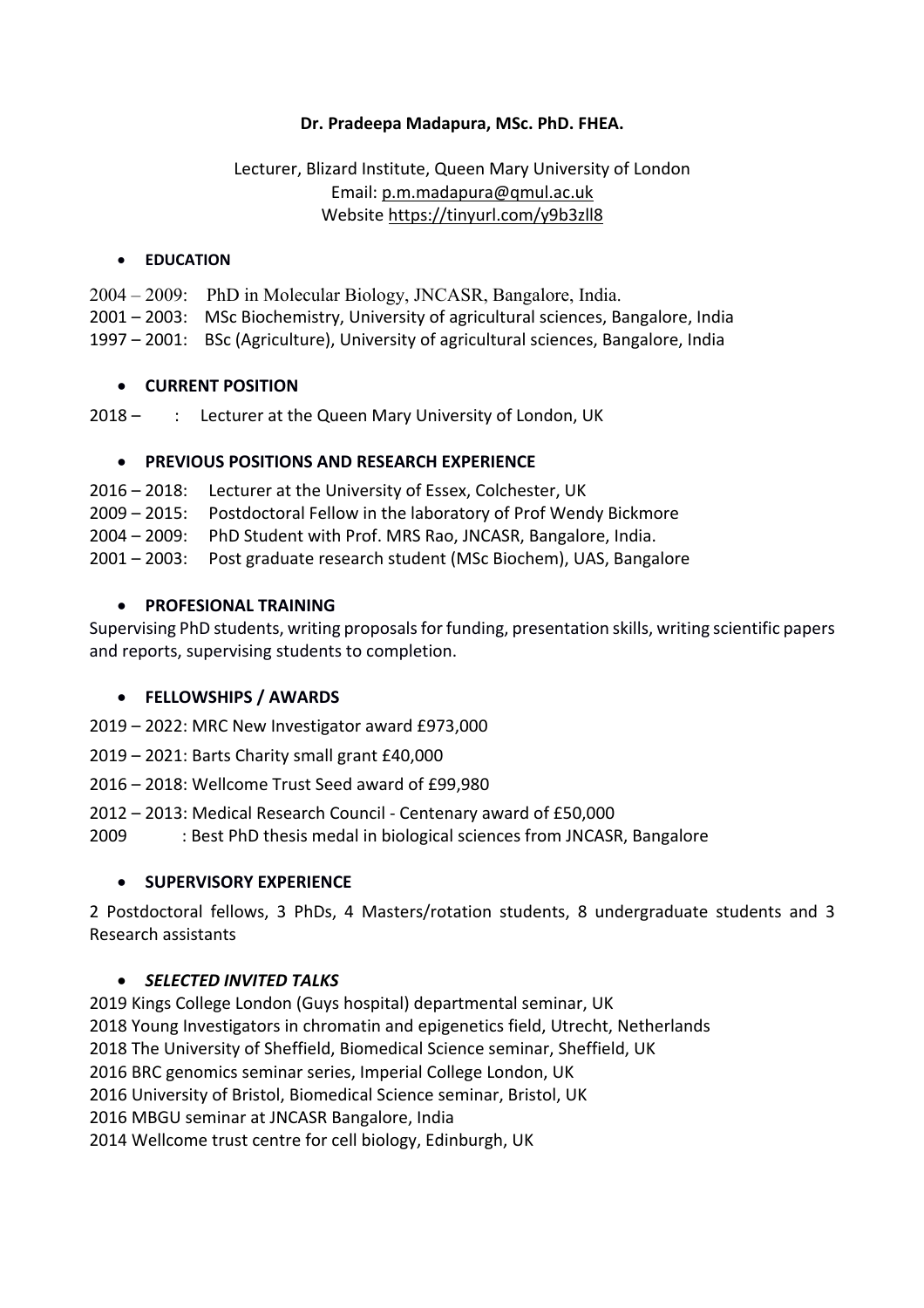**Dr. Pradeepa Madapura, MSc. PhD. FHEA.**

Lecturer, Blizard Institute, Queen Mary University of London
Email: p.m.madapura@qmul.ac.uk
Website https://tinyurl.com/y9b3zll8

- **EDUCATION**

2004 – 2009: PhD in Molecular Biology, JNCASR, Bangalore, India.
2001 – 2003: MSc Biochemistry, University of agricultural sciences, Bangalore, India
1997 – 2001: BSc (Agriculture), University of agricultural sciences, Bangalore, India

- **CURRENT POSITION**

2018 – : Lecturer at the Queen Mary University of London, UK

- **PREVIOUS POSITIONS AND RESEARCH EXPERIENCE**

2016 – 2018: Lecturer at the University of Essex, Colchester, UK
2009 – 2015: Postdoctoral Fellow in the laboratory of Prof Wendy Bickmore
2004 – 2009: PhD Student with Prof. MRS Rao, JNCASR, Bangalore, India.
2001 – 2003: Post graduate research student (MSc Biochem), UAS, Bangalore

- **PROFESIONAL TRAINING**

Supervising PhD students, writing proposals for funding, presentation skills, writing scientific papers and reports, supervising students to completion.

- **FELLOWSHIPS / AWARDS**

2019 – 2022: MRC New Investigator award £973,000

2019 – 2021: Barts Charity small grant £40,000

2016 – 2018: Wellcome Trust Seed award of £99,980

2012 – 2013: Medical Research Council - Centenary award of £50,000
2009 : Best PhD thesis medal in biological sciences from JNCASR, Bangalore

- **SUPERVISORY EXPERIENCE**

2 Postdoctoral fellows, 3 PhDs, 4 Masters/rotation students, 8 undergraduate students and 3 Research assistants

- ***SELECTED INVITED TALKS***

2019 Kings College London (Guys hospital) departmental seminar, UK
2018 Young Investigators in chromatin and epigenetics field, Utrecht, Netherlands
2018 The University of Sheffield, Biomedical Science seminar, Sheffield, UK
2016 BRC genomics seminar series, Imperial College London, UK
2016 University of Bristol, Biomedical Science seminar, Bristol, UK
2016 MBGU seminar at JNCASR Bangalore, India
2014 Wellcome trust centre for cell biology, Edinburgh, UK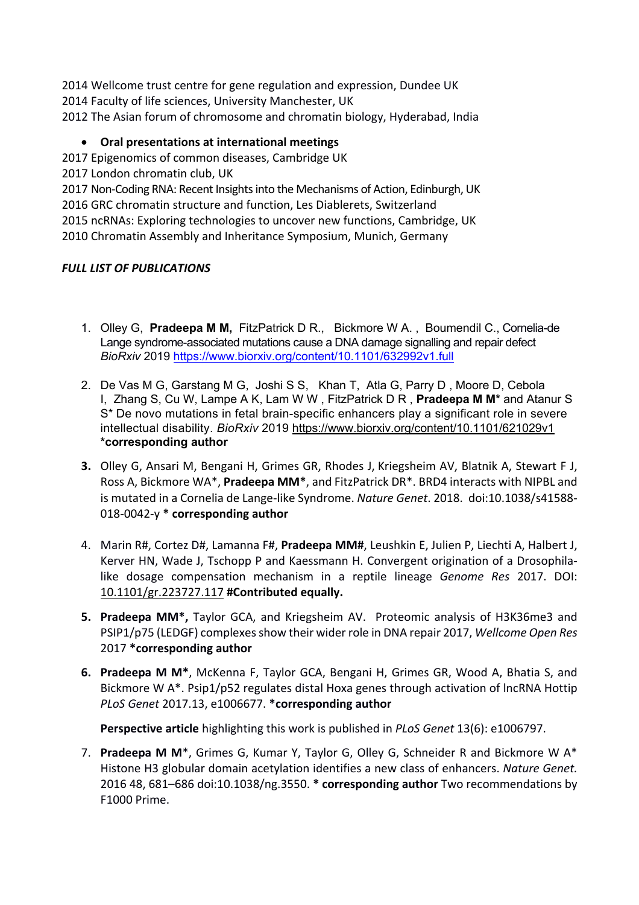2014 Wellcome trust centre for gene regulation and expression, Dundee UK
2014 Faculty of life sciences, University Manchester, UK
2012 The Asian forum of chromosome and chromatin biology, Hyderabad, India

- **Oral presentations at international meetings**

2017 Epigenomics of common diseases, Cambridge UK
2017 London chromatin club, UK
2017 Non-Coding RNA: Recent Insights into the Mechanisms of Action, Edinburgh, UK
2016 GRC chromatin structure and function, Les Diablerets, Switzerland
2015 ncRNAs: Exploring technologies to uncover new functions, Cambridge, UK
2010 Chromatin Assembly and Inheritance Symposium, Munich, Germany

***FULL LIST OF PUBLICATIONS***

1. Olley G, **Pradeepa M M,** FitzPatrick D R., Bickmore W A. , Boumendil C., Cornelia-de Lange syndrome-associated mutations cause a DNA damage signalling and repair defect *BioRxiv* 2019 https://www.biorxiv.org/content/10.1101/632992v1.full

2. De Vas M G, Garstang M G, Joshi S S, Khan T, Atla G, Parry D , Moore D, Cebola I, Zhang S, Cu W, Lampe A K, Lam W W , FitzPatrick D R , **Pradeepa M M*** and Atanur S S* De novo mutations in fetal brain-specific enhancers play a significant role in severe intellectual disability. *BioRxiv* 2019 https://www.biorxiv.org/content/10.1101/621029v1 ***corresponding author**

3. Olley G, Ansari M, Bengani H, Grimes GR, Rhodes J, Kriegsheim AV, Blatnik A, Stewart F J, Ross A, Bickmore WA*, **Pradeepa MM***, and FitzPatrick DR*. BRD4 interacts with NIPBL and is mutated in a Cornelia de Lange-like Syndrome. *Nature Genet*. 2018. doi:10.1038/s41588-018-0042-y *** corresponding author**

4. Marin R#, Cortez D#, Lamanna F#, **Pradeepa MM#**, Leushkin E, Julien P, Liechti A, Halbert J, Kerver HN, Wade J, Tschopp P and Kaessmann H. Convergent origination of a Drosophila-like dosage compensation mechanism in a reptile lineage *Genome Res* 2017. DOI: 10.1101/gr.223727.117 **#Contributed equally.**

5. **Pradeepa MM*,** Taylor GCA, and Kriegsheim AV. Proteomic analysis of H3K36me3 and PSIP1/p75 (LEDGF) complexes show their wider role in DNA repair 2017, *Wellcome Open Res* 2017 ***corresponding author**

6. **Pradeepa M M***, McKenna F, Taylor GCA, Bengani H, Grimes GR, Wood A, Bhatia S, and Bickmore W A*. Psip1/p52 regulates distal Hoxa genes through activation of lncRNA Hottip *PLoS Genet* 2017.13, e1006677. ***corresponding author**

   **Perspective article** highlighting this work is published in *PLoS Genet* 13(6): e1006797.

7. **Pradeepa M M***, Grimes G, Kumar Y, Taylor G, Olley G, Schneider R and Bickmore W A* Histone H3 globular domain acetylation identifies a new class of enhancers. *Nature Genet.* 2016 48, 681–686 doi:10.1038/ng.3550. *** corresponding author** Two recommendations by F1000 Prime.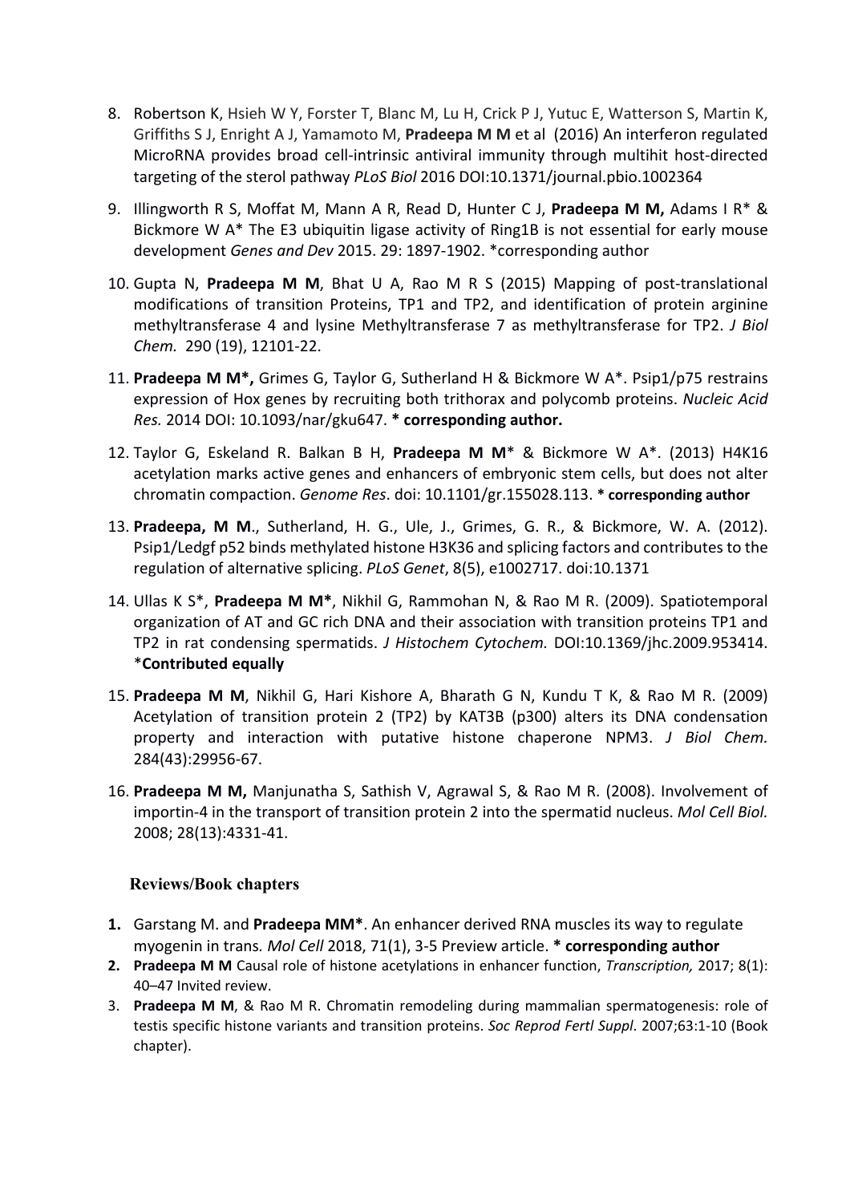8. Robertson K, Hsieh W Y, Forster T, Blanc M, Lu H, Crick P J, Yutuc E, Watterson S, Martin K, Griffiths S J, Enright A J, Yamamoto M, **Pradeepa M M** et al (2016) An interferon regulated MicroRNA provides broad cell-intrinsic antiviral immunity through multihit host-directed targeting of the sterol pathway *PLoS Biol* 2016 DOI:10.1371/journal.pbio.1002364

9. Illingworth R S, Moffat M, Mann A R, Read D, Hunter C J, **Pradeepa M M,** Adams I R* & Bickmore W A* The E3 ubiquitin ligase activity of Ring1B is not essential for early mouse development *Genes and Dev* 2015. 29: 1897-1902. *corresponding author

10. Gupta N, **Pradeepa M M**, Bhat U A, Rao M R S (2015) Mapping of post-translational modifications of transition Proteins, TP1 and TP2, and identification of protein arginine methyltransferase 4 and lysine Methyltransferase 7 as methyltransferase for TP2. *J Biol Chem.* 290 (19), 12101-22.

11. **Pradeepa M M*,** Grimes G, Taylor G, Sutherland H & Bickmore W A*. Psip1/p75 restrains expression of Hox genes by recruiting both trithorax and polycomb proteins. *Nucleic Acid Res.* 2014 DOI: 10.1093/nar/gku647. **\* corresponding author.**

12. Taylor G, Eskeland R. Balkan B H, **Pradeepa M M*** & Bickmore W A*. (2013) H4K16 acetylation marks active genes and enhancers of embryonic stem cells, but does not alter chromatin compaction. *Genome Res*. doi: 10.1101/gr.155028.113. **\* corresponding author**

13. **Pradeepa, M M**., Sutherland, H. G., Ule, J., Grimes, G. R., & Bickmore, W. A. (2012). Psip1/Ledgf p52 binds methylated histone H3K36 and splicing factors and contributes to the regulation of alternative splicing. *PLoS Genet*, 8(5), e1002717. doi:10.1371

14. Ullas K S*, **Pradeepa M M***, Nikhil G, Rammohan N, & Rao M R. (2009). Spatiotemporal organization of AT and GC rich DNA and their association with transition proteins TP1 and TP2 in rat condensing spermatids. *J Histochem Cytochem.* DOI:10.1369/jhc.2009.953414. ***Contributed equally**

15. **Pradeepa M M**, Nikhil G, Hari Kishore A, Bharath G N, Kundu T K, & Rao M R. (2009) Acetylation of transition protein 2 (TP2) by KAT3B (p300) alters its DNA condensation property and interaction with putative histone chaperone NPM3. *J Biol Chem.* 284(43):29956-67.

16. **Pradeepa M M,** Manjunatha S, Sathish V, Agrawal S, & Rao M R. (2008). Involvement of importin-4 in the transport of transition protein 2 into the spermatid nucleus. *Mol Cell Biol.* 2008; 28(13):4331-41.

### Reviews/Book chapters

1. Garstang M. and **Pradeepa MM***. An enhancer derived RNA muscles its way to regulate myogenin in trans. *Mol Cell* 2018, 71(1), 3-5 Preview article. **\* corresponding author**
2. **Pradeepa M M** Causal role of histone acetylations in enhancer function, *Transcription,* 2017; 8(1): 40–47 Invited review.
3. **Pradeepa M M**, & Rao M R. Chromatin remodeling during mammalian spermatogenesis: role of testis specific histone variants and transition proteins. *Soc Reprod Fertl Suppl*. 2007;63:1-10 (Book chapter).